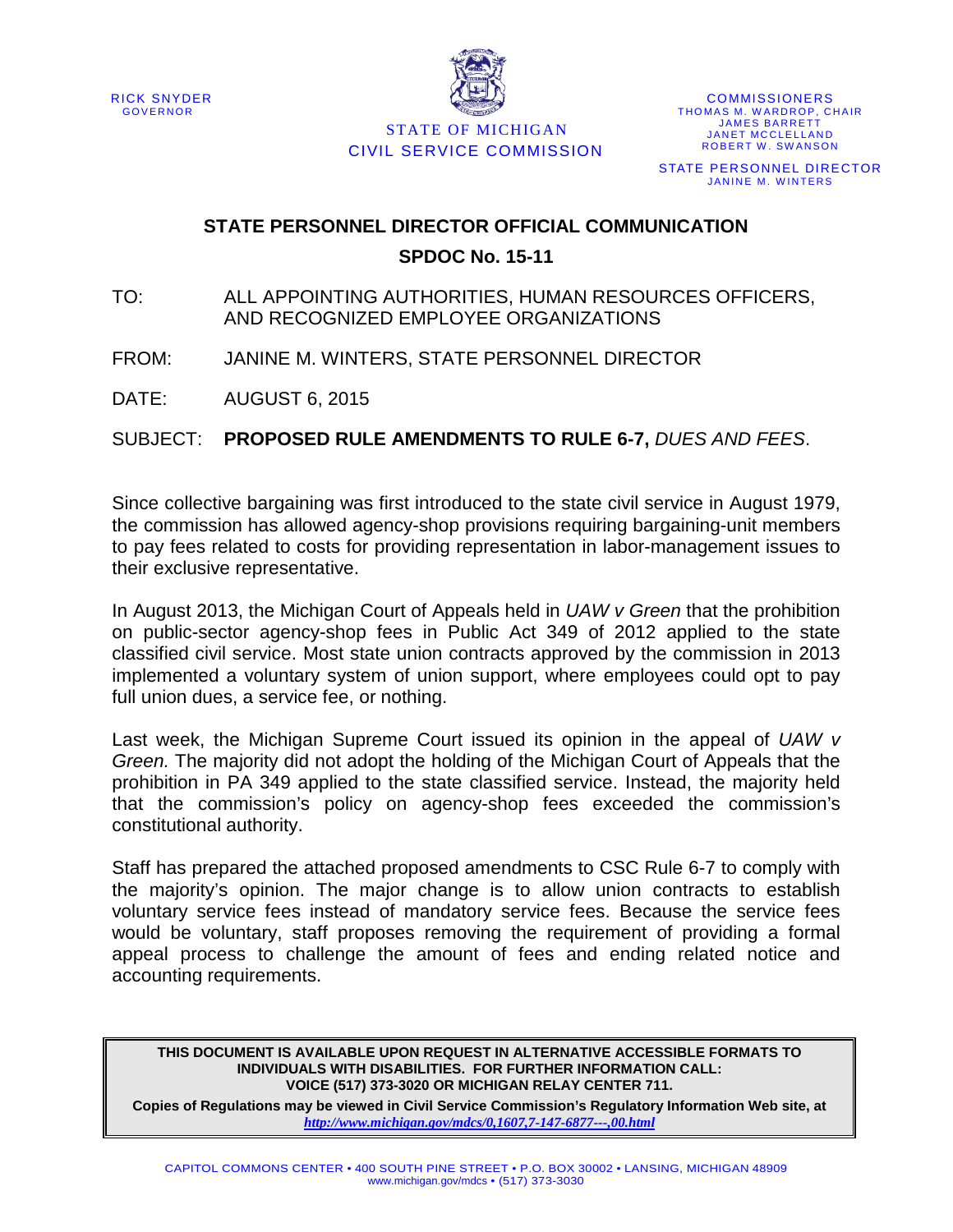RICK SNYDER
GOVERNOR

STATE OF MICHIGAN
CIVIL SERVICE COMMISSION

COMMISSIONERS
THOMAS M. WARDROP, CHAIR
JAMES BARRETT
JANET MCCLELLAND
ROBERT W. SWANSON

STATE PERSONNEL DIRECTOR
JANINE M. WINTERS

# STATE PERSONNEL DIRECTOR OFFICIAL COMMUNICATION

## SPDOC No. 15-11

TO: ALL APPOINTING AUTHORITIES, HUMAN RESOURCES OFFICERS, AND RECOGNIZED EMPLOYEE ORGANIZATIONS

FROM: JANINE M. WINTERS, STATE PERSONNEL DIRECTOR

DATE: AUGUST 6, 2015

SUBJECT: **PROPOSED RULE AMENDMENTS TO RULE 6-7,** *DUES AND FEES*.

Since collective bargaining was first introduced to the state civil service in August 1979, the commission has allowed agency-shop provisions requiring bargaining-unit members to pay fees related to costs for providing representation in labor-management issues to their exclusive representative.

In August 2013, the Michigan Court of Appeals held in *UAW v Green* that the prohibition on public-sector agency-shop fees in Public Act 349 of 2012 applied to the state classified civil service. Most state union contracts approved by the commission in 2013 implemented a voluntary system of union support, where employees could opt to pay full union dues, a service fee, or nothing.

Last week, the Michigan Supreme Court issued its opinion in the appeal of *UAW v Green.* The majority did not adopt the holding of the Michigan Court of Appeals that the prohibition in PA 349 applied to the state classified service. Instead, the majority held that the commission's policy on agency-shop fees exceeded the commission's constitutional authority.

Staff has prepared the attached proposed amendments to CSC Rule 6-7 to comply with the majority's opinion. The major change is to allow union contracts to establish voluntary service fees instead of mandatory service fees. Because the service fees would be voluntary, staff proposes removing the requirement of providing a formal appeal process to challenge the amount of fees and ending related notice and accounting requirements.

**THIS DOCUMENT IS AVAILABLE UPON REQUEST IN ALTERNATIVE ACCESSIBLE FORMATS TO INDIVIDUALS WITH DISABILITIES. FOR FURTHER INFORMATION CALL: VOICE (517) 373-3020 OR MICHIGAN RELAY CENTER 711.**

**Copies of Regulations may be viewed in Civil Service Commission's Regulatory Information Web site, at** ***http://www.michigan.gov/mdcs/0,1607,7-147-6877---,00.html***

CAPITOL COMMONS CENTER • 400 SOUTH PINE STREET • P.O. BOX 30002 • LANSING, MICHIGAN 48909
www.michigan.gov/mdcs • (517) 373-3030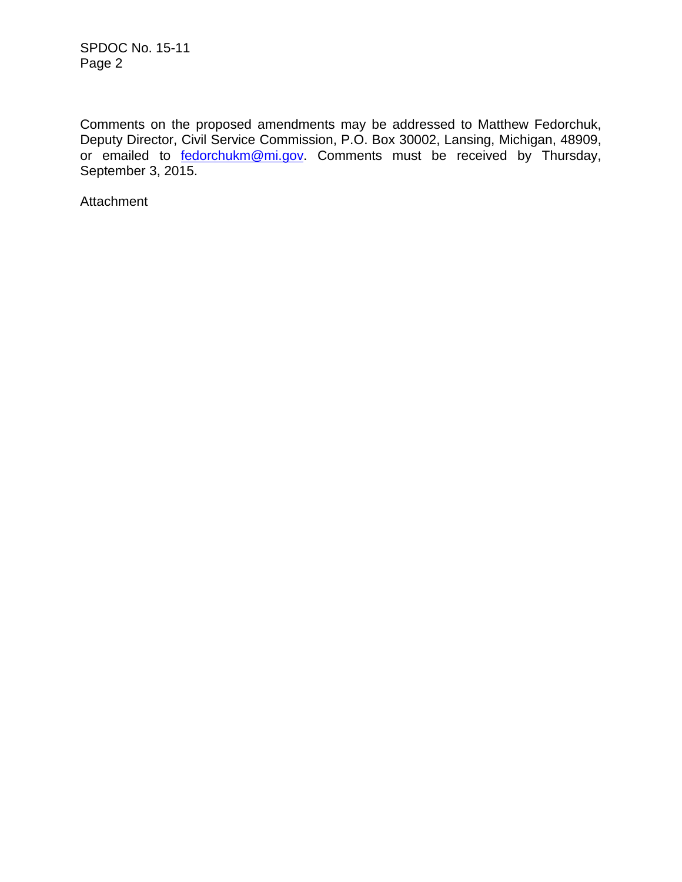Comments on the proposed amendments may be addressed to Matthew Fedorchuk, Deputy Director, Civil Service Commission, P.O. Box 30002, Lansing, Michigan, 48909, or emailed to fedorchukm@mi.gov. Comments must be received by Thursday, September 3, 2015.

Attachment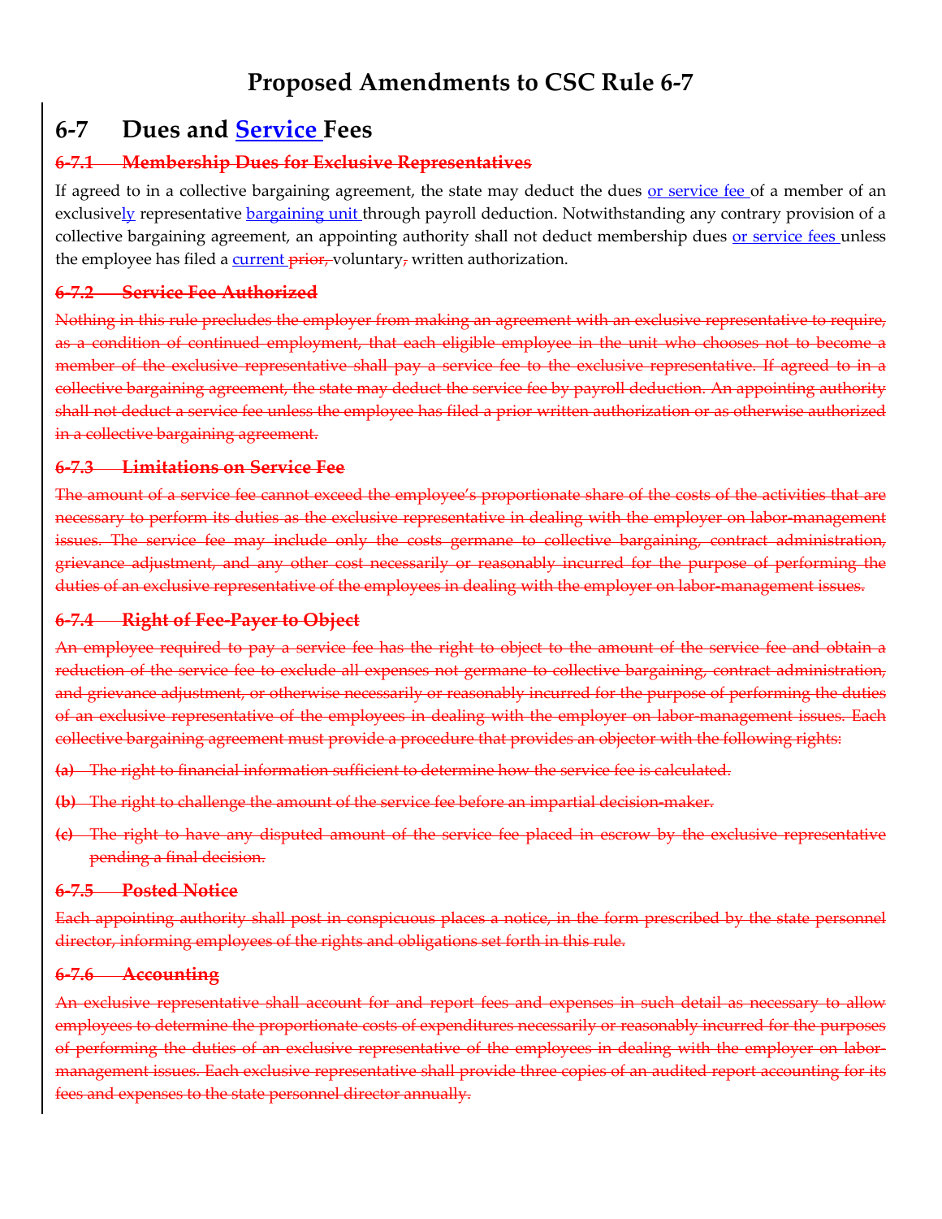# Proposed Amendments to CSC Rule 6-7

## 6-7 Dues and <u>Service</u> Fees

### ~~6-7.1 Membership Dues for Exclusive Representatives~~

If agreed to in a collective bargaining agreement, the state may deduct the dues <u>or service fee</u> of a member of an exclusive<u>ly</u> representative <u>bargaining unit</u> through payroll deduction. Notwithstanding any contrary provision of a collective bargaining agreement, an appointing authority shall not deduct membership dues <u>or service fees</u> unless the employee has filed a <u>current</u> ~~prior,~~ voluntary~~,~~ written authorization.

### ~~6-7.2 Service Fee Authorized~~

~~Nothing in this rule precludes the employer from making an agreement with an exclusive representative to require, as a condition of continued employment, that each eligible employee in the unit who chooses not to become a member of the exclusive representative shall pay a service fee to the exclusive representative. If agreed to in a collective bargaining agreement, the state may deduct the service fee by payroll deduction. An appointing authority shall not deduct a service fee unless the employee has filed a prior written authorization or as otherwise authorized in a collective bargaining agreement.~~

### ~~6-7.3 Limitations on Service Fee~~

~~The amount of a service fee cannot exceed the employee's proportionate share of the costs of the activities that are necessary to perform its duties as the exclusive representative in dealing with the employer on labor-management issues. The service fee may include only the costs germane to collective bargaining, contract administration, grievance adjustment, and any other cost necessarily or reasonably incurred for the purpose of performing the duties of an exclusive representative of the employees in dealing with the employer on labor-management issues.~~

### ~~6-7.4 Right of Fee-Payer to Object~~

~~An employee required to pay a service fee has the right to object to the amount of the service fee and obtain a reduction of the service fee to exclude all expenses not germane to collective bargaining, contract administration, and grievance adjustment, or otherwise necessarily or reasonably incurred for the purpose of performing the duties of an exclusive representative of the employees in dealing with the employer on labor-management issues. Each collective bargaining agreement must provide a procedure that provides an objector with the following rights:~~

~~**(a)** The right to financial information sufficient to determine how the service fee is calculated.~~

~~**(b)** The right to challenge the amount of the service fee before an impartial decision-maker.~~

~~**(c)** The right to have any disputed amount of the service fee placed in escrow by the exclusive representative pending a final decision.~~

### ~~6-7.5 Posted Notice~~

~~Each appointing authority shall post in conspicuous places a notice, in the form prescribed by the state personnel director, informing employees of the rights and obligations set forth in this rule.~~

### ~~6-7.6 Accounting~~

~~An exclusive representative shall account for and report fees and expenses in such detail as necessary to allow employees to determine the proportionate costs of expenditures necessarily or reasonably incurred for the purposes of performing the duties of an exclusive representative of the employees in dealing with the employer on labor-management issues. Each exclusive representative shall provide three copies of an audited report accounting for its fees and expenses to the state personnel director annually.~~